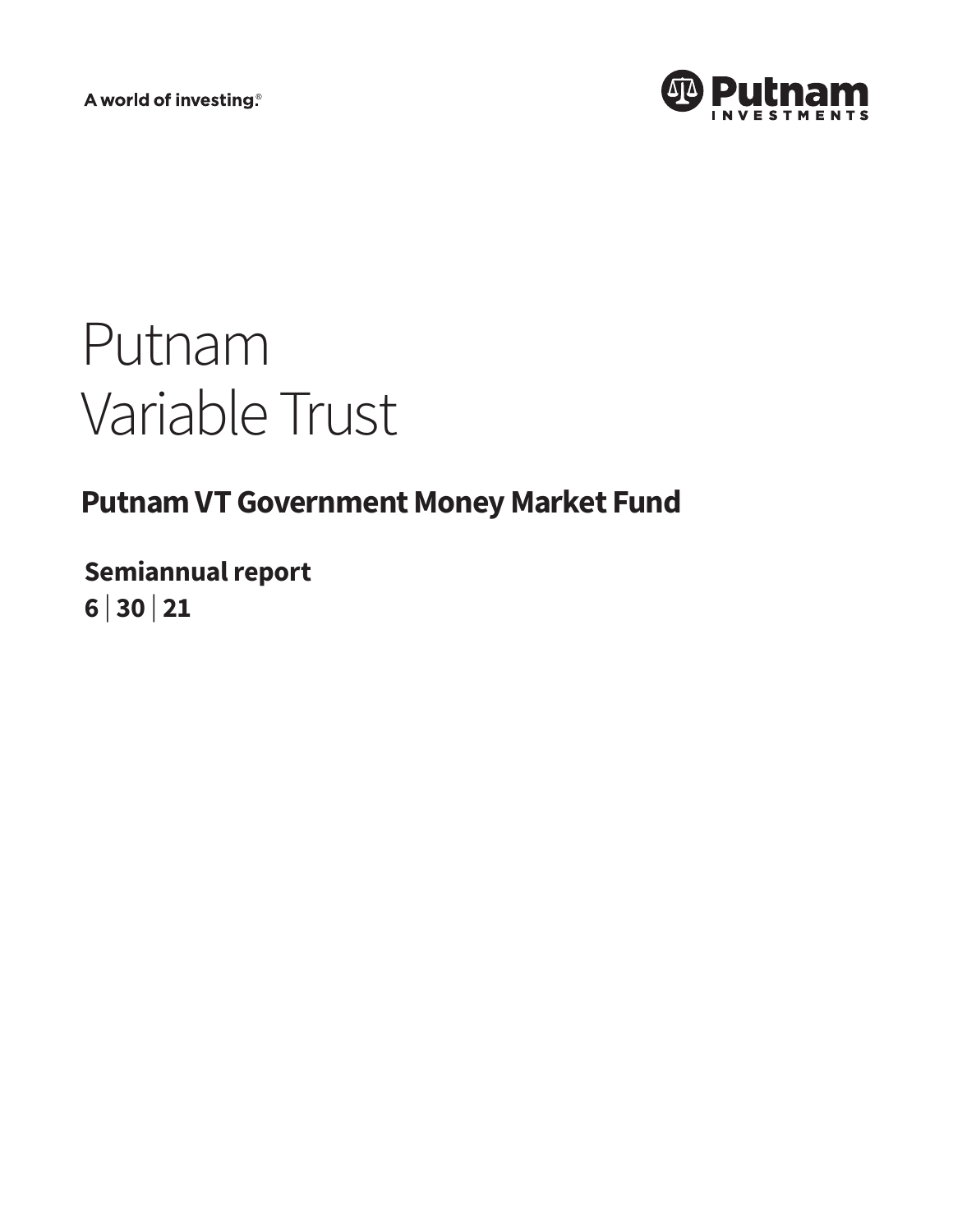A world of investing.®

Putnam Investments

# Putnam Variable Trust

## Putnam VT Government Money Market Fund

**Semiannual report**

**6 | 30 | 21**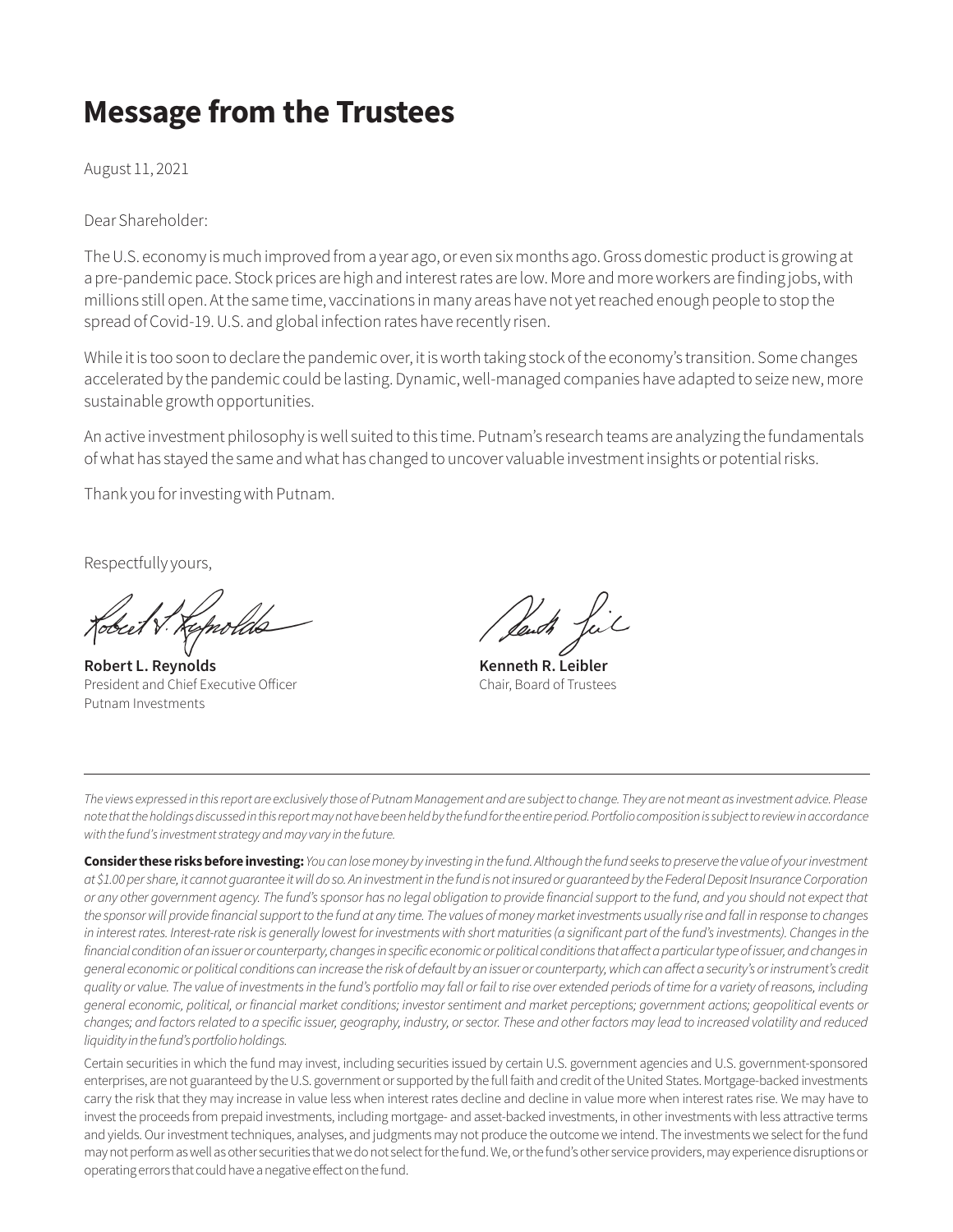# Message from the Trustees

August 11, 2021

Dear Shareholder:

The U.S. economy is much improved from a year ago, or even six months ago. Gross domestic product is growing at a pre-pandemic pace. Stock prices are high and interest rates are low. More and more workers are finding jobs, with millions still open. At the same time, vaccinations in many areas have not yet reached enough people to stop the spread of Covid-19. U.S. and global infection rates have recently risen.

While it is too soon to declare the pandemic over, it is worth taking stock of the economy's transition. Some changes accelerated by the pandemic could be lasting. Dynamic, well-managed companies have adapted to seize new, more sustainable growth opportunities.

An active investment philosophy is well suited to this time. Putnam's research teams are analyzing the fundamentals of what has stayed the same and what has changed to uncover valuable investment insights or potential risks.

Thank you for investing with Putnam.

Respectfully yours,

**Robert L. Reynolds**
President and Chief Executive Officer
Putnam Investments

**Kenneth R. Leibler**
Chair, Board of Trustees

---

*The views expressed in this report are exclusively those of Putnam Management and are subject to change. They are not meant as investment advice. Please note that the holdings discussed in this report may not have been held by the fund for the entire period. Portfolio composition is subject to review in accordance with the fund's investment strategy and may vary in the future.*

**Consider these risks before investing:** *You can lose money by investing in the fund. Although the fund seeks to preserve the value of your investment at $1.00 per share, it cannot guarantee it will do so. An investment in the fund is not insured or guaranteed by the Federal Deposit Insurance Corporation or any other government agency. The fund's sponsor has no legal obligation to provide financial support to the fund, and you should not expect that the sponsor will provide financial support to the fund at any time. The values of money market investments usually rise and fall in response to changes in interest rates. Interest-rate risk is generally lowest for investments with short maturities (a significant part of the fund's investments). Changes in the financial condition of an issuer or counterparty, changes in specific economic or political conditions that affect a particular type of issuer, and changes in general economic or political conditions can increase the risk of default by an issuer or counterparty, which can affect a security's or instrument's credit quality or value. The value of investments in the fund's portfolio may fall or fail to rise over extended periods of time for a variety of reasons, including general economic, political, or financial market conditions; investor sentiment and market perceptions; government actions; geopolitical events or changes; and factors related to a specific issuer, geography, industry, or sector. These and other factors may lead to increased volatility and reduced liquidity in the fund's portfolio holdings.*

Certain securities in which the fund may invest, including securities issued by certain U.S. government agencies and U.S. government-sponsored enterprises, are not guaranteed by the U.S. government or supported by the full faith and credit of the United States. Mortgage-backed investments carry the risk that they may increase in value less when interest rates decline and decline in value more when interest rates rise. We may have to invest the proceeds from prepaid investments, including mortgage- and asset-backed investments, in other investments with less attractive terms and yields. Our investment techniques, analyses, and judgments may not produce the outcome we intend. The investments we select for the fund may not perform as well as other securities that we do not select for the fund. We, or the fund's other service providers, may experience disruptions or operating errors that could have a negative effect on the fund.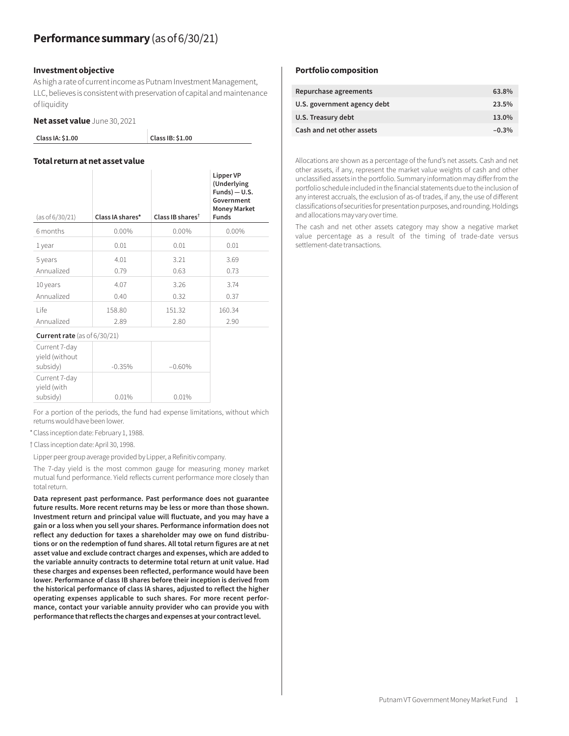# Performance summary (as of 6/30/21)

### Investment objective

As high a rate of current income as Putnam Investment Management, LLC, believes is consistent with preservation of capital and maintenance of liquidity

### Net asset value June 30, 2021

| Class IA: $1.00 | Class IB: $1.00 |
| --- | --- |

### Total return at net asset value

| (as of 6/30/21) | Class IA shares* | Class IB shares† | Lipper VP (Underlying Funds) — U.S. Government Money Market Funds |
| --- | --- | --- | --- |
| 6 months | 0.00% | 0.00% | 0.00% |
| 1 year | 0.01 | 0.01 | 0.01 |
| 5 years | 4.01 | 3.21 | 3.69 |
| Annualized | 0.79 | 0.63 | 0.73 |
| 10 years | 4.07 | 3.26 | 3.74 |
| Annualized | 0.40 | 0.32 | 0.37 |
| Life | 158.80 | 151.32 | 160.34 |
| Annualized | 2.89 | 2.80 | 2.90 |
| **Current rate** (as of 6/30/21) | | | |
| Current 7-day yield (without subsidy) | −0.35% | −0.60% | |
| Current 7-day yield (with subsidy) | 0.01% | 0.01% | |

For a portion of the periods, the fund had expense limitations, without which returns would have been lower.

* Class inception date: February 1, 1988.

† Class inception date: April 30, 1998.

Lipper peer group average provided by Lipper, a Refinitiv company.

The 7-day yield is the most common gauge for measuring money market mutual fund performance. Yield reflects current performance more closely than total return.

**Data represent past performance. Past performance does not guarantee future results. More recent returns may be less or more than those shown. Investment return and principal value will fluctuate, and you may have a gain or a loss when you sell your shares. Performance information does not reflect any deduction for taxes a shareholder may owe on fund distributions or on the redemption of fund shares. All total return figures are at net asset value and exclude contract charges and expenses, which are added to the variable annuity contracts to determine total return at unit value. Had these charges and expenses been reflected, performance would have been lower. Performance of class IB shares before their inception is derived from the historical performance of class IA shares, adjusted to reflect the higher operating expenses applicable to such shares. For more recent performance, contact your variable annuity provider who can provide you with performance that reflects the charges and expenses at your contract level.**

### Portfolio composition

| | |
| --- | --- |
| Repurchase agreements | 63.8% |
| U.S. government agency debt | 23.5% |
| U.S. Treasury debt | 13.0% |
| Cash and net other assets | −0.3% |

Allocations are shown as a percentage of the fund's net assets. Cash and net other assets, if any, represent the market value weights of cash and other unclassified assets in the portfolio. Summary information may differ from the portfolio schedule included in the financial statements due to the inclusion of any interest accruals, the exclusion of as-of trades, if any, the use of different classifications of securities for presentation purposes, and rounding. Holdings and allocations may vary over time.

The cash and net other assets category may show a negative market value percentage as a result of the timing of trade-date versus settlement-date transactions.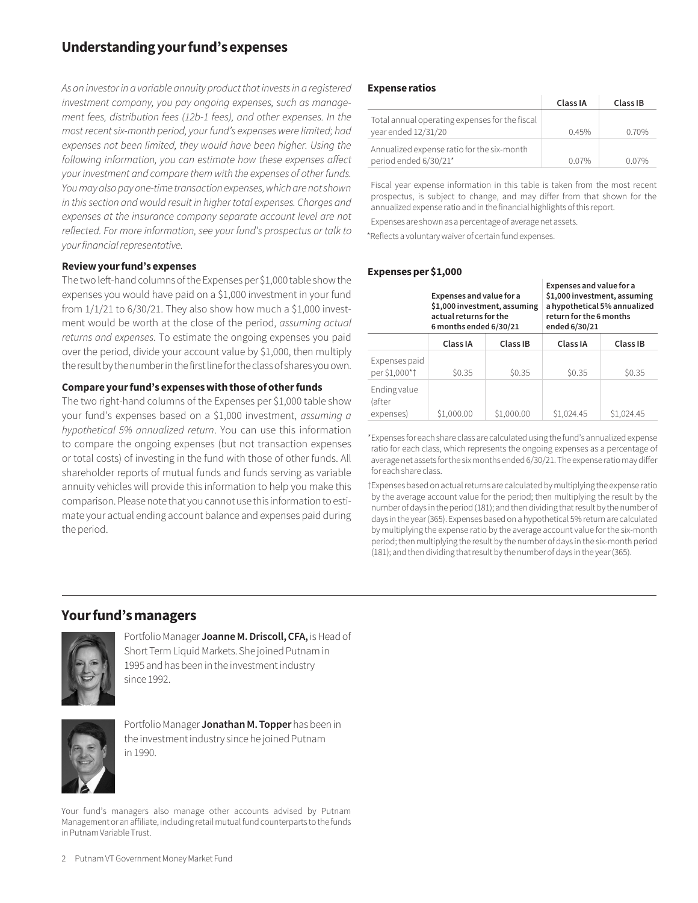## Understanding your fund's expenses

*As an investor in a variable annuity product that invests in a registered investment company, you pay ongoing expenses, such as management fees, distribution fees (12b-1 fees), and other expenses. In the most recent six-month period, your fund's expenses were limited; had expenses not been limited, they would have been higher. Using the following information, you can estimate how these expenses affect your investment and compare them with the expenses of other funds. You may also pay one-time transaction expenses, which are not shown in this section and would result in higher total expenses. Charges and expenses at the insurance company separate account level are not reflected. For more information, see your fund's prospectus or talk to your financial representative.*

### Review your fund's expenses

The two left-hand columns of the Expenses per $1,000 table show the expenses you would have paid on a $1,000 investment in your fund from 1/1/21 to 6/30/21. They also show how much a $1,000 investment would be worth at the close of the period, *assuming actual returns and expenses*. To estimate the ongoing expenses you paid over the period, divide your account value by $1,000, then multiply the result by the number in the first line for the class of shares you own.

### Compare your fund's expenses with those of other funds

The two right-hand columns of the Expenses per $1,000 table show your fund's expenses based on a $1,000 investment, *assuming a hypothetical 5% annualized return*. You can use this information to compare the ongoing expenses (but not transaction expenses or total costs) of investing in the fund with those of other funds. All shareholder reports of mutual funds and funds serving as variable annuity vehicles will provide this information to help you make this comparison. Please note that you cannot use this information to estimate your actual ending account balance and expenses paid during the period.

### Expense ratios

| | Class IA | Class IB |
|---|---|---|
| Total annual operating expenses for the fiscal year ended 12/31/20 | 0.45% | 0.70% |
| Annualized expense ratio for the six-month period ended 6/30/21* | 0.07% | 0.07% |

Fiscal year expense information in this table is taken from the most recent prospectus, is subject to change, and may differ from that shown for the annualized expense ratio and in the financial highlights of this report.

Expenses are shown as a percentage of average net assets.

*Reflects a voluntary waiver of certain fund expenses.

### Expenses per $1,000

| | Expenses and value for a $1,000 investment, assuming actual returns for the 6 months ended 6/30/21 | | Expenses and value for a $1,000 investment, assuming a hypothetical 5% annualized return for the 6 months ended 6/30/21 | |
|---|---|---|---|---|
| | Class IA | Class IB | Class IA | Class IB |
| Expenses paid per $1,000*† | $0.35 | $0.35 | $0.35 | $0.35 |
| Ending value (after expenses) | $1,000.00 | $1,000.00 | $1,024.45 | $1,024.45 |

*Expenses for each share class are calculated using the fund's annualized expense ratio for each class, which represents the ongoing expenses as a percentage of average net assets for the six months ended 6/30/21. The expense ratio may differ for each share class.

†Expenses based on actual returns are calculated by multiplying the expense ratio by the average account value for the period; then multiplying the result by the number of days in the period (181); and then dividing that result by the number of days in the year (365). Expenses based on a hypothetical 5% return are calculated by multiplying the expense ratio by the average account value for the six-month period; then multiplying the result by the number of days in the six-month period (181); and then dividing that result by the number of days in the year (365).

## Your fund's managers

Portfolio Manager **Joanne M. Driscoll, CFA,** is Head of Short Term Liquid Markets. She joined Putnam in 1995 and has been in the investment industry since 1992.

Portfolio Manager **Jonathan M. Topper** has been in the investment industry since he joined Putnam in 1990.

Your fund's managers also manage other accounts advised by Putnam Management or an affiliate, including retail mutual fund counterparts to the funds in Putnam Variable Trust.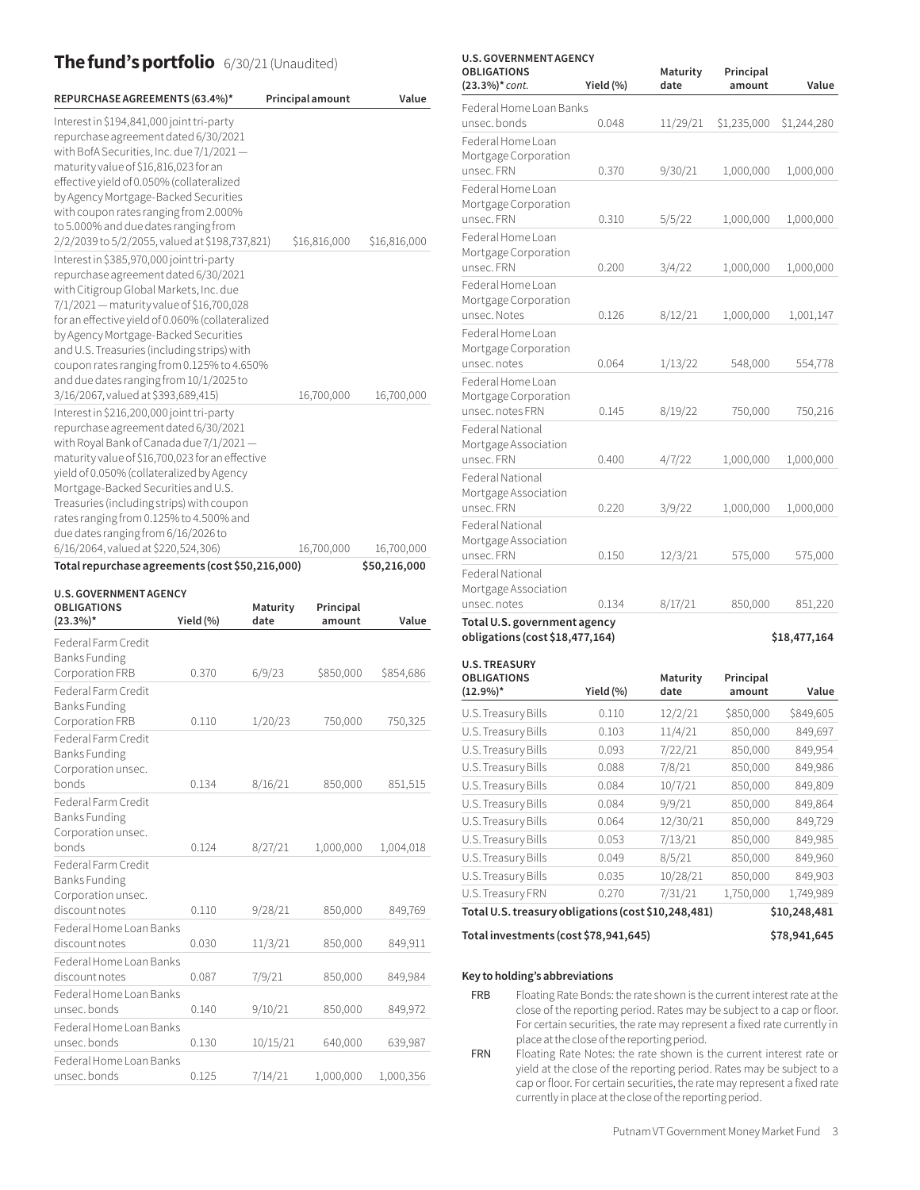# The fund's portfolio 6/30/21 (Unaudited)

| REPURCHASE AGREEMENTS (63.4%)* | Principal amount | Value |
|---|---|---|
| Interest in $194,841,000 joint tri-party repurchase agreement dated 6/30/2021 with BofA Securities, Inc. due 7/1/2021 — maturity value of $16,816,023 for an effective yield of 0.050% (collateralized by Agency Mortgage-Backed Securities with coupon rates ranging from 2.000% to 5.000% and due dates ranging from 2/2/2039 to 5/2/2055, valued at $198,737,821) | $16,816,000 | $16,816,000 |
| Interest in $385,970,000 joint tri-party repurchase agreement dated 6/30/2021 with Citigroup Global Markets, Inc. due 7/1/2021 — maturity value of $16,700,028 for an effective yield of 0.060% (collateralized by Agency Mortgage-Backed Securities and U.S. Treasuries (including strips) with coupon rates ranging from 0.125% to 4.650% and due dates ranging from 10/1/2025 to 3/16/2067, valued at $393,689,415) | 16,700,000 | 16,700,000 |
| Interest in $216,200,000 joint tri-party repurchase agreement dated 6/30/2021 with Royal Bank of Canada due 7/1/2021 — maturity value of $16,700,023 for an effective yield of 0.050% (collateralized by Agency Mortgage-Backed Securities and U.S. Treasuries (including strips) with coupon rates ranging from 0.125% to 4.500% and due dates ranging from 6/16/2026 to 6/16/2064, valued at $220,524,306) | 16,700,000 | 16,700,000 |
| **Total repurchase agreements (cost $50,216,000)** | | **$50,216,000** |

| U.S. GOVERNMENT AGENCY OBLIGATIONS (23.3%)* | Yield (%) | Maturity date | Principal amount | Value |
|---|---|---|---|---|
| Federal Farm Credit Banks Funding Corporation FRB | 0.370 | 6/9/23 | $850,000 | $854,686 |
| Federal Farm Credit Banks Funding Corporation FRB | 0.110 | 1/20/23 | 750,000 | 750,325 |
| Federal Farm Credit Banks Funding Corporation unsec. bonds | 0.134 | 8/16/21 | 850,000 | 851,515 |
| Federal Farm Credit Banks Funding Corporation unsec. bonds | 0.124 | 8/27/21 | 1,000,000 | 1,004,018 |
| Federal Farm Credit Banks Funding Corporation unsec. discount notes | 0.110 | 9/28/21 | 850,000 | 849,769 |
| Federal Home Loan Banks discount notes | 0.030 | 11/3/21 | 850,000 | 849,911 |
| Federal Home Loan Banks discount notes | 0.087 | 7/9/21 | 850,000 | 849,984 |
| Federal Home Loan Banks unsec. bonds | 0.140 | 9/10/21 | 850,000 | 849,972 |
| Federal Home Loan Banks unsec. bonds | 0.130 | 10/15/21 | 640,000 | 639,987 |
| Federal Home Loan Banks unsec. bonds | 0.125 | 7/14/21 | 1,000,000 | 1,000,356 |
| Federal Home Loan Banks unsec. bonds | 0.048 | 11/29/21 | $1,235,000 | $1,244,280 |
| Federal Home Loan Mortgage Corporation unsec. FRN | 0.370 | 9/30/21 | 1,000,000 | 1,000,000 |
| Federal Home Loan Mortgage Corporation unsec. FRN | 0.310 | 5/5/22 | 1,000,000 | 1,000,000 |
| Federal Home Loan Mortgage Corporation unsec. FRN | 0.200 | 3/4/22 | 1,000,000 | 1,000,000 |
| Federal Home Loan Mortgage Corporation unsec. Notes | 0.126 | 8/12/21 | 1,000,000 | 1,001,147 |
| Federal Home Loan Mortgage Corporation unsec. notes | 0.064 | 1/13/22 | 548,000 | 554,778 |
| Federal Home Loan Mortgage Corporation unsec. notes FRN | 0.145 | 8/19/22 | 750,000 | 750,216 |
| Federal National Mortgage Association unsec. FRN | 0.400 | 4/7/22 | 1,000,000 | 1,000,000 |
| Federal National Mortgage Association unsec. FRN | 0.220 | 3/9/22 | 1,000,000 | 1,000,000 |
| Federal National Mortgage Association unsec. FRN | 0.150 | 12/3/21 | 575,000 | 575,000 |
| Federal National Mortgage Association unsec. notes | 0.134 | 8/17/21 | 850,000 | 851,220 |
| **Total U.S. government agency obligations (cost $18,477,164)** | | | | **$18,477,164** |

| U.S. TREASURY OBLIGATIONS (12.9%)* | Yield (%) | Maturity date | Principal amount | Value |
|---|---|---|---|---|
| U.S. Treasury Bills | 0.110 | 12/2/21 | $850,000 | $849,605 |
| U.S. Treasury Bills | 0.103 | 11/4/21 | 850,000 | 849,697 |
| U.S. Treasury Bills | 0.093 | 7/22/21 | 850,000 | 849,954 |
| U.S. Treasury Bills | 0.088 | 7/8/21 | 850,000 | 849,986 |
| U.S. Treasury Bills | 0.084 | 10/7/21 | 850,000 | 849,809 |
| U.S. Treasury Bills | 0.084 | 9/9/21 | 850,000 | 849,864 |
| U.S. Treasury Bills | 0.064 | 12/30/21 | 850,000 | 849,729 |
| U.S. Treasury Bills | 0.053 | 7/13/21 | 850,000 | 849,985 |
| U.S. Treasury Bills | 0.049 | 8/5/21 | 850,000 | 849,960 |
| U.S. Treasury Bills | 0.035 | 10/28/21 | 850,000 | 849,903 |
| U.S. Treasury FRN | 0.270 | 7/31/21 | 1,750,000 | 1,749,989 |
| **Total U.S. treasury obligations (cost $10,248,481)** | | | | **$10,248,481** |
| **Total investments (cost $78,941,645)** | | | | **$78,941,645** |

**Key to holding's abbreviations**

- **FRB** Floating Rate Bonds: the rate shown is the current interest rate at the close of the reporting period. Rates may be subject to a cap or floor. For certain securities, the rate may represent a fixed rate currently in place at the close of the reporting period.
- **FRN** Floating Rate Notes: the rate shown is the current interest rate or yield at the close of the reporting period. Rates may be subject to a cap or floor. For certain securities, the rate may represent a fixed rate currently in place at the close of the reporting period.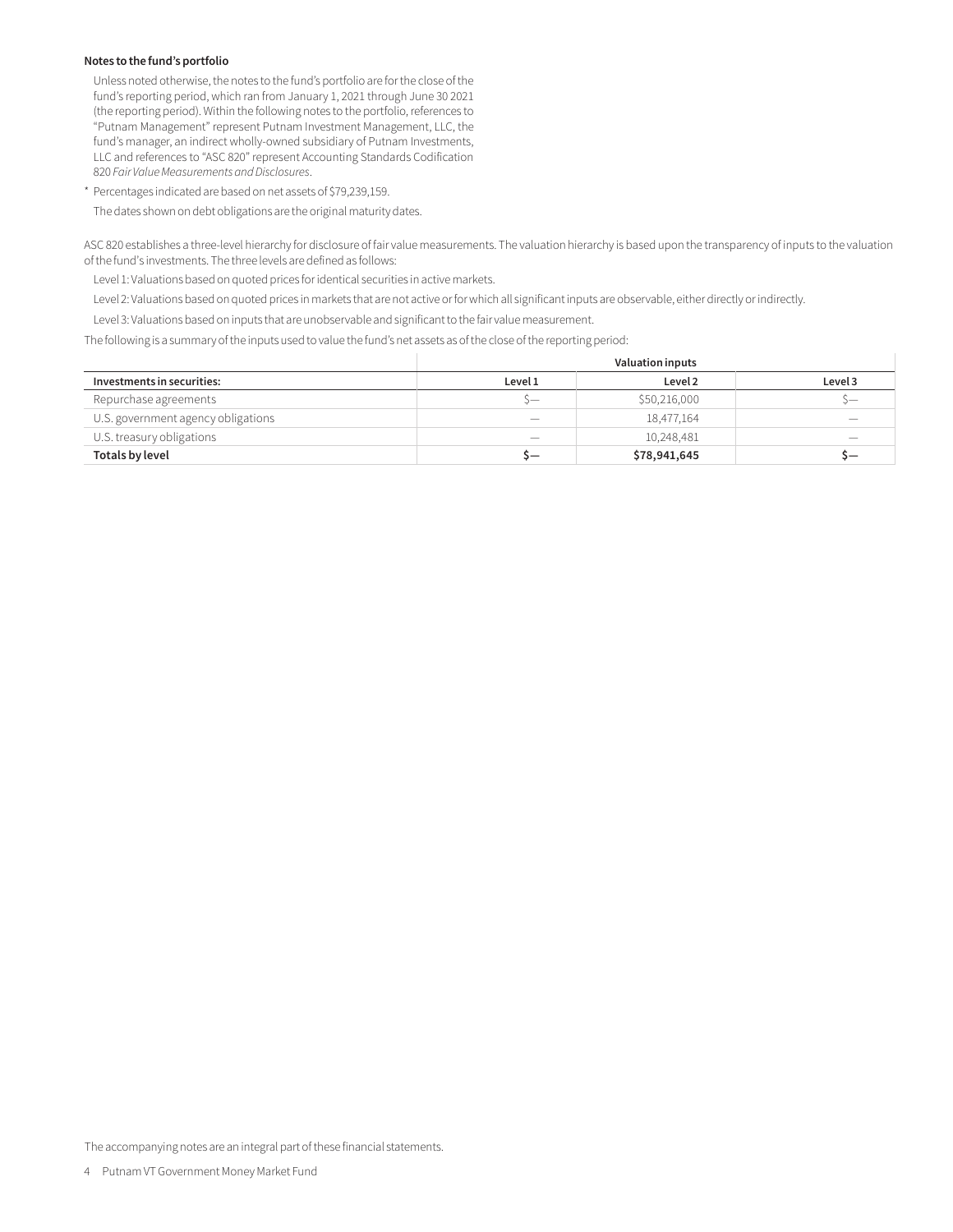**Notes to the fund's portfolio**

Unless noted otherwise, the notes to the fund's portfolio are for the close of the fund's reporting period, which ran from January 1, 2021 through June 30 2021 (the reporting period). Within the following notes to the portfolio, references to "Putnam Management" represent Putnam Investment Management, LLC, the fund's manager, an indirect wholly-owned subsidiary of Putnam Investments, LLC and references to "ASC 820" represent Accounting Standards Codification 820 *Fair Value Measurements and Disclosures*.

\* Percentages indicated are based on net assets of $79,239,159.

The dates shown on debt obligations are the original maturity dates.

ASC 820 establishes a three-level hierarchy for disclosure of fair value measurements. The valuation hierarchy is based upon the transparency of inputs to the valuation of the fund's investments. The three levels are defined as follows:

Level 1: Valuations based on quoted prices for identical securities in active markets.

Level 2: Valuations based on quoted prices in markets that are not active or for which all significant inputs are observable, either directly or indirectly.

Level 3: Valuations based on inputs that are unobservable and significant to the fair value measurement.

The following is a summary of the inputs used to value the fund's net assets as of the close of the reporting period:

| | Valuation inputs | | |
|---|---|---|---|
| **Investments in securities:** | **Level 1** | **Level 2** | **Level 3** |
| Repurchase agreements | $— | $50,216,000 | $— |
| U.S. government agency obligations | — | 18,477,164 | — |
| U.S. treasury obligations | — | 10,248,481 | — |
| **Totals by level** | **$—** | **$78,941,645** | **$—** |

The accompanying notes are an integral part of these financial statements.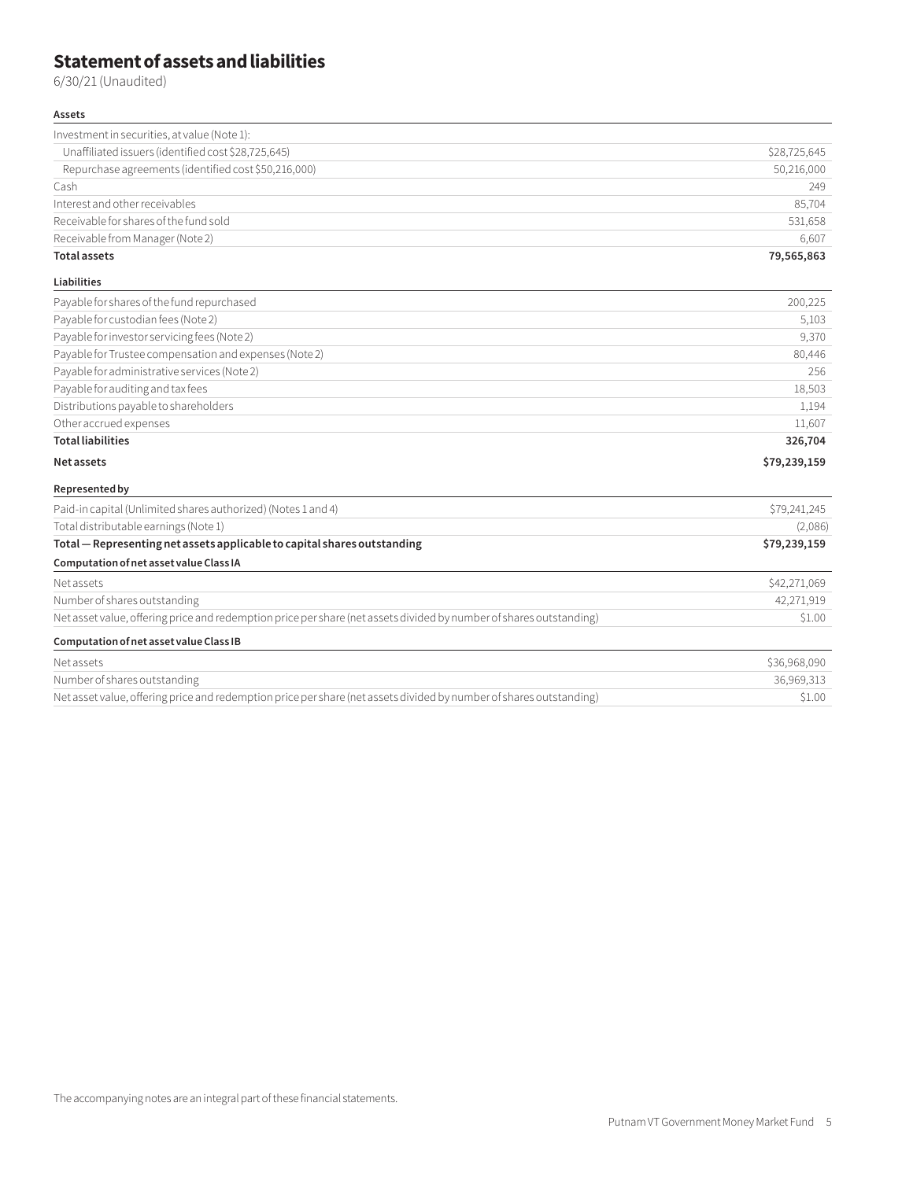# Statement of assets and liabilities

6/30/21 (Unaudited)

| **Assets** | |
|---|---|
| Investment in securities, at value (Note 1): | |
| Unaffiliated issuers (identified cost $28,725,645) | $28,725,645 |
| Repurchase agreements (identified cost $50,216,000) | 50,216,000 |
| Cash | 249 |
| Interest and other receivables | 85,704 |
| Receivable for shares of the fund sold | 531,658 |
| Receivable from Manager (Note 2) | 6,607 |
| **Total assets** | **79,565,863** |
| | |
| **Liabilities** | |
| Payable for shares of the fund repurchased | 200,225 |
| Payable for custodian fees (Note 2) | 5,103 |
| Payable for investor servicing fees (Note 2) | 9,370 |
| Payable for Trustee compensation and expenses (Note 2) | 80,446 |
| Payable for administrative services (Note 2) | 256 |
| Payable for auditing and tax fees | 18,503 |
| Distributions payable to shareholders | 1,194 |
| Other accrued expenses | 11,607 |
| **Total liabilities** | **326,704** |
| **Net assets** | **$79,239,159** |
| | |
| **Represented by** | |
| Paid-in capital (Unlimited shares authorized) (Notes 1 and 4) | $79,241,245 |
| Total distributable earnings (Note 1) | (2,086) |
| **Total — Representing net assets applicable to capital shares outstanding** | **$79,239,159** |
| | |
| **Computation of net asset value Class IA** | |
| Net assets | $42,271,069 |
| Number of shares outstanding | 42,271,919 |
| Net asset value, offering price and redemption price per share (net assets divided by number of shares outstanding) | $1.00 |
| | |
| **Computation of net asset value Class IB** | |
| Net assets | $36,968,090 |
| Number of shares outstanding | 36,969,313 |
| Net asset value, offering price and redemption price per share (net assets divided by number of shares outstanding) | $1.00 |

The accompanying notes are an integral part of these financial statements.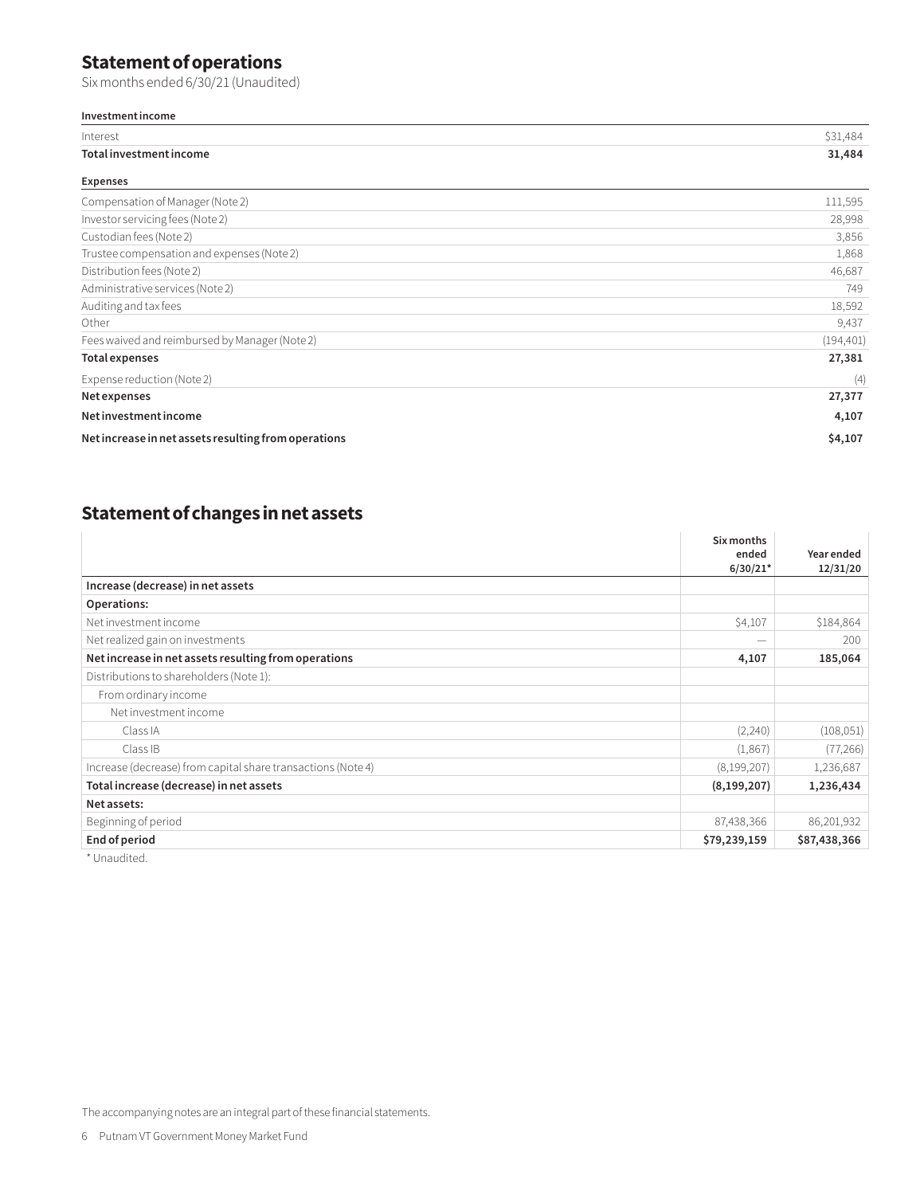## Statement of operations

Six months ended 6/30/21 (Unaudited)

| **Investment income** | |
|---|---|
| Interest | $31,484 |
| **Total investment income** | **31,484** |
| **Expenses** | |
| Compensation of Manager (Note 2) | 111,595 |
| Investor servicing fees (Note 2) | 28,998 |
| Custodian fees (Note 2) | 3,856 |
| Trustee compensation and expenses (Note 2) | 1,868 |
| Distribution fees (Note 2) | 46,687 |
| Administrative services (Note 2) | 749 |
| Auditing and tax fees | 18,592 |
| Other | 9,437 |
| Fees waived and reimbursed by Manager (Note 2) | (194,401) |
| **Total expenses** | **27,381** |
| Expense reduction (Note 2) | (4) |
| **Net expenses** | **27,377** |
| **Net investment income** | **4,107** |
| **Net increase in net assets resulting from operations** | **$4,107** |

## Statement of changes in net assets

| | Six months ended 6/30/21* | Year ended 12/31/20 |
|---|---|---|
| **Increase (decrease) in net assets** | | |
| **Operations:** | | |
| Net investment income | $4,107 | $184,864 |
| Net realized gain on investments | — | 200 |
| **Net increase in net assets resulting from operations** | **4,107** | **185,064** |
| Distributions to shareholders (Note 1): | | |
| From ordinary income | | |
| Net investment income | | |
| Class IA | (2,240) | (108,051) |
| Class IB | (1,867) | (77,266) |
| Increase (decrease) from capital share transactions (Note 4) | (8,199,207) | 1,236,687 |
| **Total increase (decrease) in net assets** | **(8,199,207)** | **1,236,434** |
| **Net assets:** | | |
| Beginning of period | 87,438,366 | 86,201,932 |
| **End of period** | **$79,239,159** | **$87,438,366** |

* Unaudited.

The accompanying notes are an integral part of these financial statements.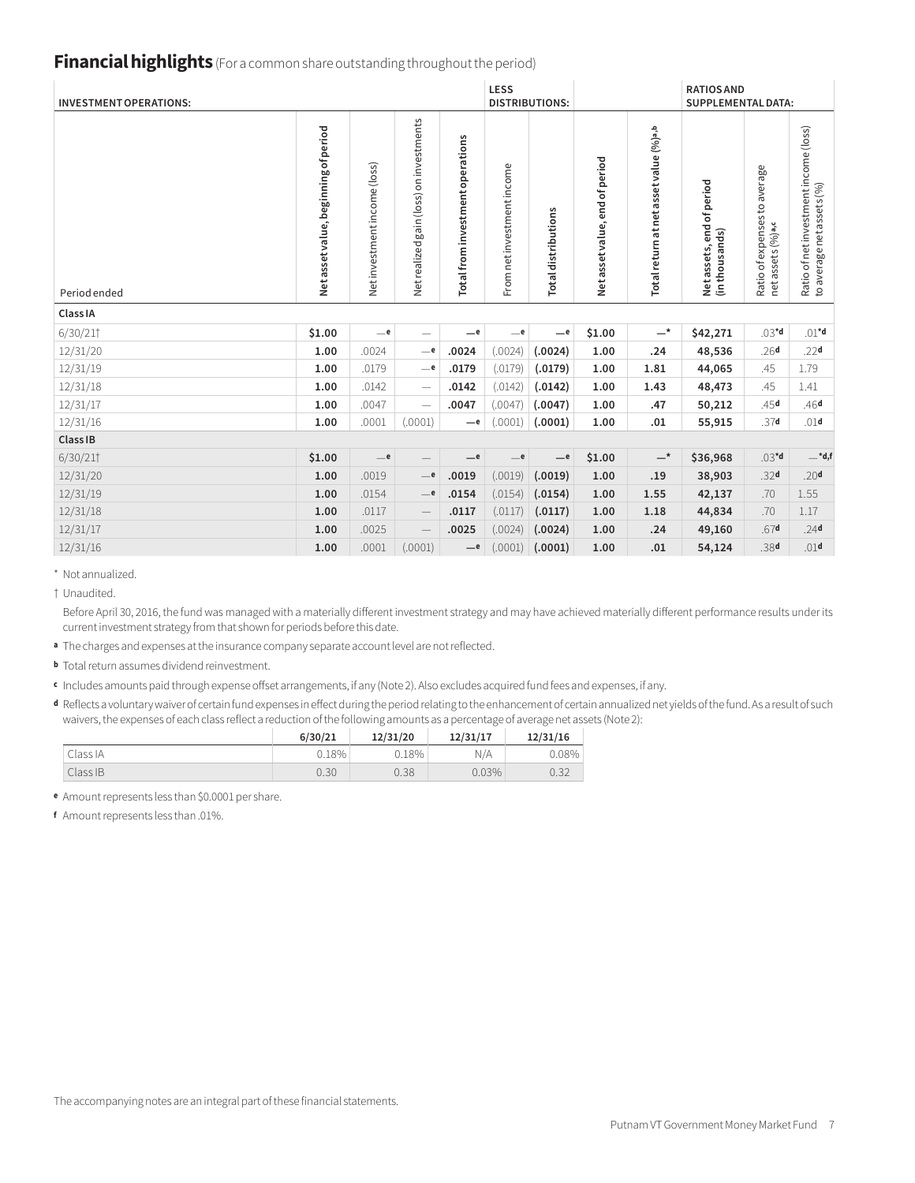## Financial highlights (For a common share outstanding throughout the period)

| INVESTMENT OPERATIONS: | | | | | LESS DISTRIBUTIONS: | | | | RATIOS AND SUPPLEMENTAL DATA: | | |
|---|---|---|---|---|---|---|---|---|---|---|---|
| Period ended | Net asset value, beginning of period | Net investment income (loss) | Net realized gain (loss) on investments | Total from investment operations | From net investment income | Total distributions | Net asset value, end of period | Total return at net asset value (%)[a,b] | Net assets, end of period (in thousands) | Ratio of expenses to average net assets (%)[a,c] | Ratio of net investment income (loss) to average net assets (%) |
| **Class IA** | | | | | | | | | | | |
| 6/30/21† | **$1.00** | —[e] | — | **—[e]** | —[e] | **—[e]** | **$1.00** | **—*** | **$42,271** | .03*[d] | .01*[d] |
| 12/31/20 | **1.00** | .0024 | —[e] | **.0024** | (.0024) | **(.0024)** | **1.00** | **.24** | **48,536** | .26[d] | .22[d] |
| 12/31/19 | **1.00** | .0179 | —[e] | **.0179** | (.0179) | **(.0179)** | **1.00** | **1.81** | **44,065** | .45 | 1.79 |
| 12/31/18 | **1.00** | .0142 | — | **.0142** | (.0142) | **(.0142)** | **1.00** | **1.43** | **48,473** | .45 | 1.41 |
| 12/31/17 | **1.00** | .0047 | — | **.0047** | (.0047) | **(.0047)** | **1.00** | **.47** | **50,212** | .45[d] | .46[d] |
| 12/31/16 | **1.00** | .0001 | (.0001) | **—[e]** | (.0001) | **(.0001)** | **1.00** | **.01** | **55,915** | .37[d] | .01[d] |
| **Class IB** | | | | | | | | | | | |
| 6/30/21† | **$1.00** | —[e] | — | **—[e]** | —[e] | **—[e]** | **$1.00** | **—*** | **$36,968** | .03*[d] | —*[d,f] |
| 12/31/20 | **1.00** | .0019 | —[e] | **.0019** | (.0019) | **(.0019)** | **1.00** | **.19** | **38,903** | .32[d] | .20[d] |
| 12/31/19 | **1.00** | .0154 | —[e] | **.0154** | (.0154) | **(.0154)** | **1.00** | **1.55** | **42,137** | .70 | 1.55 |
| 12/31/18 | **1.00** | .0117 | — | **.0117** | (.0117) | **(.0117)** | **1.00** | **1.18** | **44,834** | .70 | 1.17 |
| 12/31/17 | **1.00** | .0025 | — | **.0025** | (.0024) | **(.0024)** | **1.00** | **.24** | **49,160** | .67[d] | .24[d] |
| 12/31/16 | **1.00** | .0001 | (.0001) | **—[e]** | (.0001) | **(.0001)** | **1.00** | **.01** | **54,124** | .38[d] | .01[d] |

\* Not annualized.

† Unaudited.

Before April 30, 2016, the fund was managed with a materially different investment strategy and may have achieved materially different performance results under its current investment strategy from that shown for periods before this date.

[a] The charges and expenses at the insurance company separate account level are not reflected.

[b] Total return assumes dividend reinvestment.

[c] Includes amounts paid through expense offset arrangements, if any (Note 2). Also excludes acquired fund fees and expenses, if any.

[d] Reflects a voluntary waiver of certain fund expenses in effect during the period relating to the enhancement of certain annualized net yields of the fund. As a result of such waivers, the expenses of each class reflect a reduction of the following amounts as a percentage of average net assets (Note 2):

| | 6/30/21 | 12/31/20 | 12/31/17 | 12/31/16 |
|---|---|---|---|---|
| Class IA | 0.18% | 0.18% | N/A | 0.08% |
| Class IB | 0.30 | 0.38 | 0.03% | 0.32 |

[e] Amount represents less than $0.0001 per share.

[f] Amount represents less than .01%.

The accompanying notes are an integral part of these financial statements.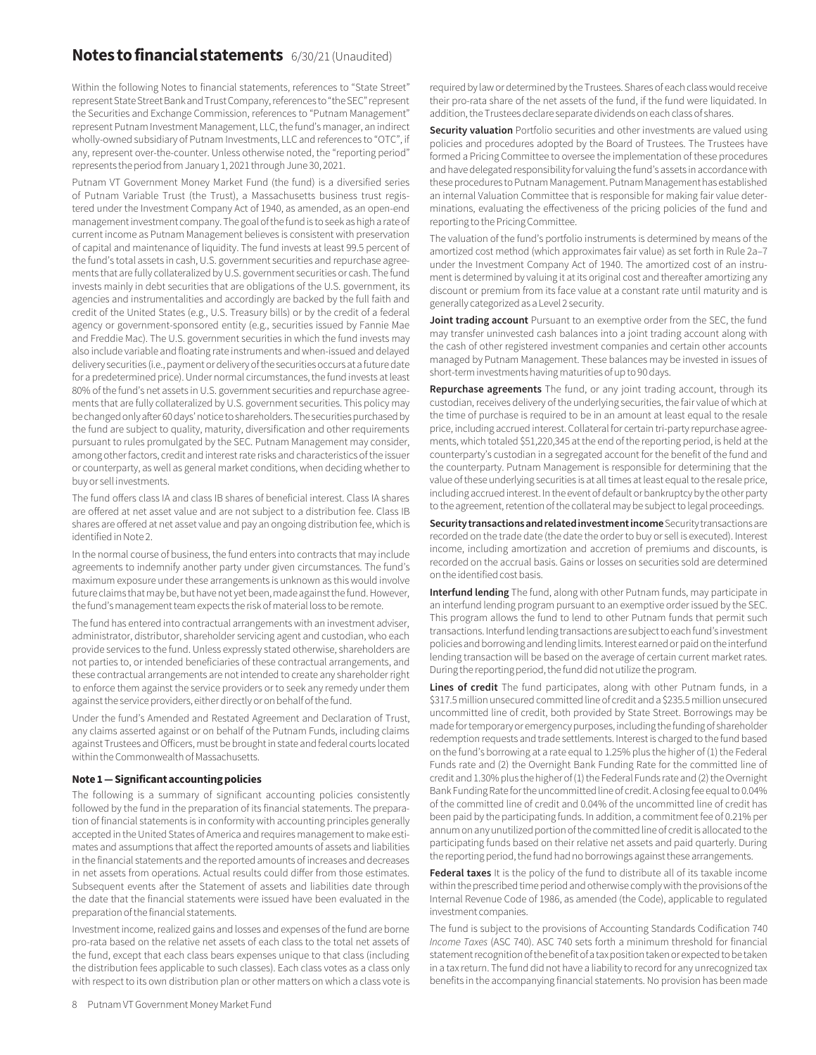# Notes to financial statements 6/30/21 (Unaudited)

Within the following Notes to financial statements, references to "State Street" represent State Street Bank and Trust Company, references to "the SEC" represent the Securities and Exchange Commission, references to "Putnam Management" represent Putnam Investment Management, LLC, the fund's manager, an indirect wholly-owned subsidiary of Putnam Investments, LLC and references to "OTC", if any, represent over-the-counter. Unless otherwise noted, the "reporting period" represents the period from January 1, 2021 through June 30, 2021.

Putnam VT Government Money Market Fund (the fund) is a diversified series of Putnam Variable Trust (the Trust), a Massachusetts business trust registered under the Investment Company Act of 1940, as amended, as an open-end management investment company. The goal of the fund is to seek as high a rate of current income as Putnam Management believes is consistent with preservation of capital and maintenance of liquidity. The fund invests at least 99.5 percent of the fund's total assets in cash, U.S. government securities and repurchase agreements that are fully collateralized by U.S. government securities or cash. The fund invests mainly in debt securities that are obligations of the U.S. government, its agencies and instrumentalities and accordingly are backed by the full faith and credit of the United States (e.g., U.S. Treasury bills) or by the credit of a federal agency or government-sponsored entity (e.g., securities issued by Fannie Mae and Freddie Mac). The U.S. government securities in which the fund invests may also include variable and floating rate instruments and when-issued and delayed delivery securities (i.e., payment or delivery of the securities occurs at a future date for a predetermined price). Under normal circumstances, the fund invests at least 80% of the fund's net assets in U.S. government securities and repurchase agreements that are fully collateralized by U.S. government securities. This policy may be changed only after 60 days' notice to shareholders. The securities purchased by the fund are subject to quality, maturity, diversification and other requirements pursuant to rules promulgated by the SEC. Putnam Management may consider, among other factors, credit and interest rate risks and characteristics of the issuer or counterparty, as well as general market conditions, when deciding whether to buy or sell investments.

The fund offers class IA and class IB shares of beneficial interest. Class IA shares are offered at net asset value and are not subject to a distribution fee. Class IB shares are offered at net asset value and pay an ongoing distribution fee, which is identified in Note 2.

In the normal course of business, the fund enters into contracts that may include agreements to indemnify another party under given circumstances. The fund's maximum exposure under these arrangements is unknown as this would involve future claims that may be, but have not yet been, made against the fund. However, the fund's management team expects the risk of material loss to be remote.

The fund has entered into contractual arrangements with an investment adviser, administrator, distributor, shareholder servicing agent and custodian, who each provide services to the fund. Unless expressly stated otherwise, shareholders are not parties to, or intended beneficiaries of these contractual arrangements, and these contractual arrangements are not intended to create any shareholder right to enforce them against the service providers or to seek any remedy under them against the service providers, either directly or on behalf of the fund.

Under the fund's Amended and Restated Agreement and Declaration of Trust, any claims asserted against or on behalf of the Putnam Funds, including claims against Trustees and Officers, must be brought in state and federal courts located within the Commonwealth of Massachusetts.

## Note 1 — Significant accounting policies

The following is a summary of significant accounting policies consistently followed by the fund in the preparation of its financial statements. The preparation of financial statements is in conformity with accounting principles generally accepted in the United States of America and requires management to make estimates and assumptions that affect the reported amounts of assets and liabilities in the financial statements and the reported amounts of increases and decreases in net assets from operations. Actual results could differ from those estimates. Subsequent events after the Statement of assets and liabilities date through the date that the financial statements were issued have been evaluated in the preparation of the financial statements.

Investment income, realized gains and losses and expenses of the fund are borne pro-rata based on the relative net assets of each class to the total net assets of the fund, except that each class bears expenses unique to that class (including the distribution fees applicable to such classes). Each class votes as a class only with respect to its own distribution plan or other matters on which a class vote is required by law or determined by the Trustees. Shares of each class would receive their pro-rata share of the net assets of the fund, if the fund were liquidated. In addition, the Trustees declare separate dividends on each class of shares.

**Security valuation** Portfolio securities and other investments are valued using policies and procedures adopted by the Board of Trustees. The Trustees have formed a Pricing Committee to oversee the implementation of these procedures and have delegated responsibility for valuing the fund's assets in accordance with these procedures to Putnam Management. Putnam Management has established an internal Valuation Committee that is responsible for making fair value determinations, evaluating the effectiveness of the pricing policies of the fund and reporting to the Pricing Committee.

The valuation of the fund's portfolio instruments is determined by means of the amortized cost method (which approximates fair value) as set forth in Rule 2a–7 under the Investment Company Act of 1940. The amortized cost of an instrument is determined by valuing it at its original cost and thereafter amortizing any discount or premium from its face value at a constant rate until maturity and is generally categorized as a Level 2 security.

**Joint trading account** Pursuant to an exemptive order from the SEC, the fund may transfer uninvested cash balances into a joint trading account along with the cash of other registered investment companies and certain other accounts managed by Putnam Management. These balances may be invested in issues of short-term investments having maturities of up to 90 days.

**Repurchase agreements** The fund, or any joint trading account, through its custodian, receives delivery of the underlying securities, the fair value of which at the time of purchase is required to be in an amount at least equal to the resale price, including accrued interest. Collateral for certain tri-party repurchase agreements, which totaled $51,220,345 at the end of the reporting period, is held at the counterparty's custodian in a segregated account for the benefit of the fund and the counterparty. Putnam Management is responsible for determining that the value of these underlying securities is at all times at least equal to the resale price, including accrued interest. In the event of default or bankruptcy by the other party to the agreement, retention of the collateral may be subject to legal proceedings.

**Security transactions and related investment income** Security transactions are recorded on the trade date (the date the order to buy or sell is executed). Interest income, including amortization and accretion of premiums and discounts, is recorded on the accrual basis. Gains or losses on securities sold are determined on the identified cost basis.

**Interfund lending** The fund, along with other Putnam funds, may participate in an interfund lending program pursuant to an exemptive order issued by the SEC. This program allows the fund to lend to other Putnam funds that permit such transactions. Interfund lending transactions are subject to each fund's investment policies and borrowing and lending limits. Interest earned or paid on the interfund lending transaction will be based on the average of certain current market rates. During the reporting period, the fund did not utilize the program.

**Lines of credit** The fund participates, along with other Putnam funds, in a $317.5 million unsecured committed line of credit and a $235.5 million unsecured uncommitted line of credit, both provided by State Street. Borrowings may be made for temporary or emergency purposes, including the funding of shareholder redemption requests and trade settlements. Interest is charged to the fund based on the fund's borrowing at a rate equal to 1.25% plus the higher of (1) the Federal Funds rate and (2) the Overnight Bank Funding Rate for the committed line of credit and 1.30% plus the higher of (1) the Federal Funds rate and (2) the Overnight Bank Funding Rate for the uncommitted line of credit. A closing fee equal to 0.04% of the committed line of credit and 0.04% of the uncommitted line of credit has been paid by the participating funds. In addition, a commitment fee of 0.21% per annum on any unutilized portion of the committed line of credit is allocated to the participating funds based on their relative net assets and paid quarterly. During the reporting period, the fund had no borrowings against these arrangements.

**Federal taxes** It is the policy of the fund to distribute all of its taxable income within the prescribed time period and otherwise comply with the provisions of the Internal Revenue Code of 1986, as amended (the Code), applicable to regulated investment companies.

The fund is subject to the provisions of Accounting Standards Codification 740 *Income Taxes* (ASC 740). ASC 740 sets forth a minimum threshold for financial statement recognition of the benefit of a tax position taken or expected to be taken in a tax return. The fund did not have a liability to record for any unrecognized tax benefits in the accompanying financial statements. No provision has been made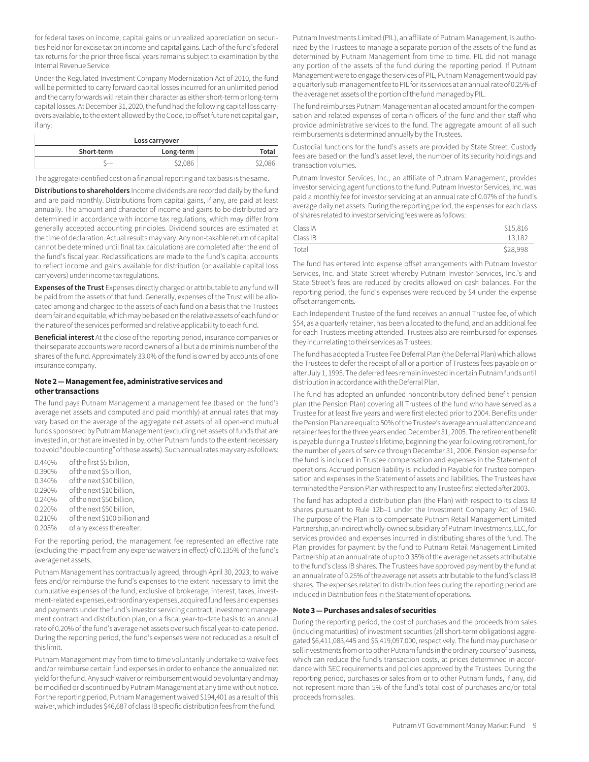for federal taxes on income, capital gains or unrealized appreciation on securities held nor for excise tax on income and capital gains. Each of the fund's federal tax returns for the prior three fiscal years remains subject to examination by the Internal Revenue Service.

Under the Regulated Investment Company Modernization Act of 2010, the fund will be permitted to carry forward capital losses incurred for an unlimited period and the carry forwards will retain their character as either short-term or long-term capital losses. At December 31, 2020, the fund had the following capital loss carryovers available, to the extent allowed by the Code, to offset future net capital gain, if any:

| Loss carryover | | |
|---|---|---|
| Short-term | Long-term | Total |
| $— | $2,086 | $2,086 |

The aggregate identified cost on a financial reporting and tax basis is the same.

**Distributions to shareholders** Income dividends are recorded daily by the fund and are paid monthly. Distributions from capital gains, if any, are paid at least annually. The amount and character of income and gains to be distributed are determined in accordance with income tax regulations, which may differ from generally accepted accounting principles. Dividend sources are estimated at the time of declaration. Actual results may vary. Any non-taxable return of capital cannot be determined until final tax calculations are completed after the end of the fund's fiscal year. Reclassifications are made to the fund's capital accounts to reflect income and gains available for distribution (or available capital loss carryovers) under income tax regulations.

**Expenses of the Trust** Expenses directly charged or attributable to any fund will be paid from the assets of that fund. Generally, expenses of the Trust will be allocated among and charged to the assets of each fund on a basis that the Trustees deem fair and equitable, which may be based on the relative assets of each fund or the nature of the services performed and relative applicability to each fund.

**Beneficial interest** At the close of the reporting period, insurance companies or their separate accounts were record owners of all but a de minimis number of the shares of the fund. Approximately 33.0% of the fund is owned by accounts of one insurance company.

### Note 2 — Management fee, administrative services and other transactions

The fund pays Putnam Management a management fee (based on the fund's average net assets and computed and paid monthly) at annual rates that may vary based on the average of the aggregate net assets of all open-end mutual funds sponsored by Putnam Management (excluding net assets of funds that are invested in, or that are invested in by, other Putnam funds to the extent necessary to avoid "double counting" of those assets). Such annual rates may vary as follows:

| | |
|---|---|
| 0.440% | of the first $5 billion, |
| 0.390% | of the next $5 billion, |
| 0.340% | of the next $10 billion, |
| 0.290% | of the next $10 billion, |
| 0.240% | of the next $50 billion, |
| 0.220% | of the next $50 billion, |
| 0.210% | of the next $100 billion and |
| 0.205% | of any excess thereafter. |

For the reporting period, the management fee represented an effective rate (excluding the impact from any expense waivers in effect) of 0.135% of the fund's average net assets.

Putnam Management has contractually agreed, through April 30, 2023, to waive fees and/or reimburse the fund's expenses to the extent necessary to limit the cumulative expenses of the fund, exclusive of brokerage, interest, taxes, investment-related expenses, extraordinary expenses, acquired fund fees and expenses and payments under the fund's investor servicing contract, investment management contract and distribution plan, on a fiscal year-to-date basis to an annual rate of 0.20% of the fund's average net assets over such fiscal year-to-date period. During the reporting period, the fund's expenses were not reduced as a result of this limit.

Putnam Management may from time to time voluntarily undertake to waive fees and/or reimburse certain fund expenses in order to enhance the annualized net yield for the fund. Any such waiver or reimbursement would be voluntary and may be modified or discontinued by Putnam Management at any time without notice. For the reporting period, Putnam Management waived $194,401 as a result of this waiver, which includes $46,687 of class IB specific distribution fees from the fund.

Putnam Investments Limited (PIL), an affiliate of Putnam Management, is authorized by the Trustees to manage a separate portion of the assets of the fund as determined by Putnam Management from time to time. PIL did not manage any portion of the assets of the fund during the reporting period. If Putnam Management were to engage the services of PIL, Putnam Management would pay a quarterly sub-management fee to PIL for its services at an annual rate of 0.25% of the average net assets of the portion of the fund managed by PIL.

The fund reimburses Putnam Management an allocated amount for the compensation and related expenses of certain officers of the fund and their staff who provide administrative services to the fund. The aggregate amount of all such reimbursements is determined annually by the Trustees.

Custodial functions for the fund's assets are provided by State Street. Custody fees are based on the fund's asset level, the number of its security holdings and transaction volumes.

Putnam Investor Services, Inc., an affiliate of Putnam Management, provides investor servicing agent functions to the fund. Putnam Investor Services, Inc. was paid a monthly fee for investor servicing at an annual rate of 0.07% of the fund's average daily net assets. During the reporting period, the expenses for each class of shares related to investor servicing fees were as follows:

| | |
|---|---|
| Class IA | $15,816 |
| Class IB | 13,182 |
| Total | $28,998 |

The fund has entered into expense offset arrangements with Putnam Investor Services, Inc. and State Street whereby Putnam Investor Services, Inc.'s and State Street's fees are reduced by credits allowed on cash balances. For the reporting period, the fund's expenses were reduced by $4 under the expense offset arrangements.

Each Independent Trustee of the fund receives an annual Trustee fee, of which $54, as a quarterly retainer, has been allocated to the fund, and an additional fee for each Trustees meeting attended. Trustees also are reimbursed for expenses they incur relating to their services as Trustees.

The fund has adopted a Trustee Fee Deferral Plan (the Deferral Plan) which allows the Trustees to defer the receipt of all or a portion of Trustees fees payable on or after July 1, 1995. The deferred fees remain invested in certain Putnam funds until distribution in accordance with the Deferral Plan.

The fund has adopted an unfunded noncontributory defined benefit pension plan (the Pension Plan) covering all Trustees of the fund who have served as a Trustee for at least five years and were first elected prior to 2004. Benefits under the Pension Plan are equal to 50% of the Trustee's average annual attendance and retainer fees for the three years ended December 31, 2005. The retirement benefit is payable during a Trustee's lifetime, beginning the year following retirement, for the number of years of service through December 31, 2006. Pension expense for the fund is included in Trustee compensation and expenses in the Statement of operations. Accrued pension liability is included in Payable for Trustee compensation and expenses in the Statement of assets and liabilities. The Trustees have terminated the Pension Plan with respect to any Trustee first elected after 2003.

The fund has adopted a distribution plan (the Plan) with respect to its class IB shares pursuant to Rule 12b–1 under the Investment Company Act of 1940. The purpose of the Plan is to compensate Putnam Retail Management Limited Partnership, an indirect wholly-owned subsidiary of Putnam Investments, LLC, for services provided and expenses incurred in distributing shares of the fund. The Plan provides for payment by the fund to Putnam Retail Management Limited Partnership at an annual rate of up to 0.35% of the average net assets attributable to the fund's class IB shares. The Trustees have approved payment by the fund at an annual rate of 0.25% of the average net assets attributable to the fund's class IB shares. The expenses related to distribution fees during the reporting period are included in Distribution fees in the Statement of operations.

### Note 3 — Purchases and sales of securities

During the reporting period, the cost of purchases and the proceeds from sales (including maturities) of investment securities (all short-term obligations) aggregated $6,411,083,445 and $6,419,097,000, respectively. The fund may purchase or sell investments from or to other Putnam funds in the ordinary course of business, which can reduce the fund's transaction costs, at prices determined in accordance with SEC requirements and policies approved by the Trustees. During the reporting period, purchases or sales from or to other Putnam funds, if any, did not represent more than 5% of the fund's total cost of purchases and/or total proceeds from sales.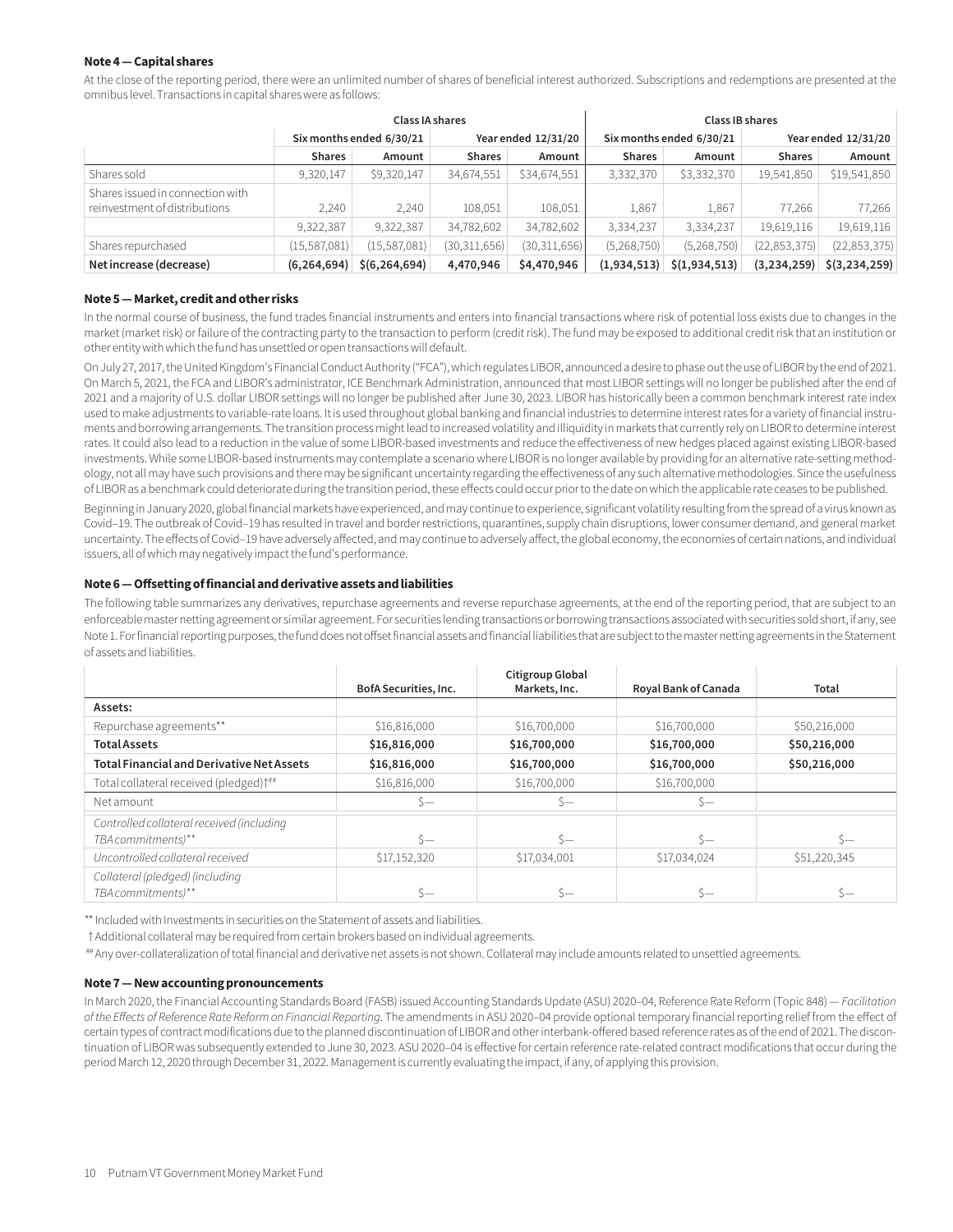### Note 4 — Capital shares

At the close of the reporting period, there were an unlimited number of shares of beneficial interest authorized. Subscriptions and redemptions are presented at the omnibus level. Transactions in capital shares were as follows:

| | Class IA shares | | | | Class IB shares | | | |
|---|---|---|---|---|---|---|---|---|
| | Six months ended 6/30/21 | | Year ended 12/31/20 | | Six months ended 6/30/21 | | Year ended 12/31/20 | |
| | Shares | Amount | Shares | Amount | Shares | Amount | Shares | Amount |
| Shares sold | 9,320,147 | $9,320,147 | 34,674,551 | $34,674,551 | 3,332,370 | $3,332,370 | 19,541,850 | $19,541,850 |
| Shares issued in connection with reinvestment of distributions | 2,240 | 2,240 | 108,051 | 108,051 | 1,867 | 1,867 | 77,266 | 77,266 |
| | 9,322,387 | 9,322,387 | 34,782,602 | 34,782,602 | 3,334,237 | 3,334,237 | 19,619,116 | 19,619,116 |
| Shares repurchased | (15,587,081) | (15,587,081) | (30,311,656) | (30,311,656) | (5,268,750) | (5,268,750) | (22,853,375) | (22,853,375) |
| **Net increase (decrease)** | **(6,264,694)** | **$(6,264,694)** | **4,470,946** | **$4,470,946** | **(1,934,513)** | **$(1,934,513)** | **(3,234,259)** | **$(3,234,259)** |

### Note 5 — Market, credit and other risks

In the normal course of business, the fund trades financial instruments and enters into financial transactions where risk of potential loss exists due to changes in the market (market risk) or failure of the contracting party to the transaction to perform (credit risk). The fund may be exposed to additional credit risk that an institution or other entity with which the fund has unsettled or open transactions will default.

On July 27, 2017, the United Kingdom's Financial Conduct Authority ("FCA"), which regulates LIBOR, announced a desire to phase out the use of LIBOR by the end of 2021. On March 5, 2021, the FCA and LIBOR's administrator, ICE Benchmark Administration, announced that most LIBOR settings will no longer be published after the end of 2021 and a majority of U.S. dollar LIBOR settings will no longer be published after June 30, 2023. LIBOR has historically been a common benchmark interest rate index used to make adjustments to variable-rate loans. It is used throughout global banking and financial industries to determine interest rates for a variety of financial instruments and borrowing arrangements. The transition process might lead to increased volatility and illiquidity in markets that currently rely on LIBOR to determine interest rates. It could also lead to a reduction in the value of some LIBOR-based investments and reduce the effectiveness of new hedges placed against existing LIBOR-based investments. While some LIBOR-based instruments may contemplate a scenario where LIBOR is no longer available by providing for an alternative rate-setting methodology, not all may have such provisions and there may be significant uncertainty regarding the effectiveness of any such alternative methodologies. Since the usefulness of LIBOR as a benchmark could deteriorate during the transition period, these effects could occur prior to the date on which the applicable rate ceases to be published.

Beginning in January 2020, global financial markets have experienced, and may continue to experience, significant volatility resulting from the spread of a virus known as Covid–19. The outbreak of Covid–19 has resulted in travel and border restrictions, quarantines, supply chain disruptions, lower consumer demand, and general market uncertainty. The effects of Covid–19 have adversely affected, and may continue to adversely affect, the global economy, the economies of certain nations, and individual issuers, all of which may negatively impact the fund's performance.

### Note 6 — Offsetting of financial and derivative assets and liabilities

The following table summarizes any derivatives, repurchase agreements and reverse repurchase agreements, at the end of the reporting period, that are subject to an enforceable master netting agreement or similar agreement. For securities lending transactions or borrowing transactions associated with securities sold short, if any, see Note 1. For financial reporting purposes, the fund does not offset financial assets and financial liabilities that are subject to the master netting agreements in the Statement of assets and liabilities.

| | BofA Securities, Inc. | Citigroup Global Markets, Inc. | Royal Bank of Canada | Total |
|---|---|---|---|---|
| **Assets:** | | | | |
| Repurchase agreements** | $16,816,000 | $16,700,000 | $16,700,000 | $50,216,000 |
| **Total Assets** | **$16,816,000** | **$16,700,000** | **$16,700,000** | **$50,216,000** |
| **Total Financial and Derivative Net Assets** | **$16,816,000** | **$16,700,000** | **$16,700,000** | **$50,216,000** |
| Total collateral received (pledged)†## | $16,816,000 | $16,700,000 | $16,700,000 | |
| Net amount | $— | $— | $— | |
| *Controlled collateral received (including TBA commitments)*** | $— | $— | $— | $— |
| *Uncontrolled collateral received* | $17,152,320 | $17,034,001 | $17,034,024 | $51,220,345 |
| *Collateral (pledged) (including TBA commitments)*** | $— | $— | $— | $— |

** Included with Investments in securities on the Statement of assets and liabilities.

† Additional collateral may be required from certain brokers based on individual agreements.

## Any over-collateralization of total financial and derivative net assets is not shown. Collateral may include amounts related to unsettled agreements.

### Note 7 — New accounting pronouncements

In March 2020, the Financial Accounting Standards Board (FASB) issued Accounting Standards Update (ASU) 2020–04, Reference Rate Reform (Topic 848) — *Facilitation of the Effects of Reference Rate Reform on Financial Reporting*. The amendments in ASU 2020–04 provide optional temporary financial reporting relief from the effect of certain types of contract modifications due to the planned discontinuation of LIBOR and other interbank-offered based reference rates as of the end of 2021. The discontinuation of LIBOR was subsequently extended to June 30, 2023. ASU 2020–04 is effective for certain reference rate-related contract modifications that occur during the period March 12, 2020 through December 31, 2022. Management is currently evaluating the impact, if any, of applying this provision.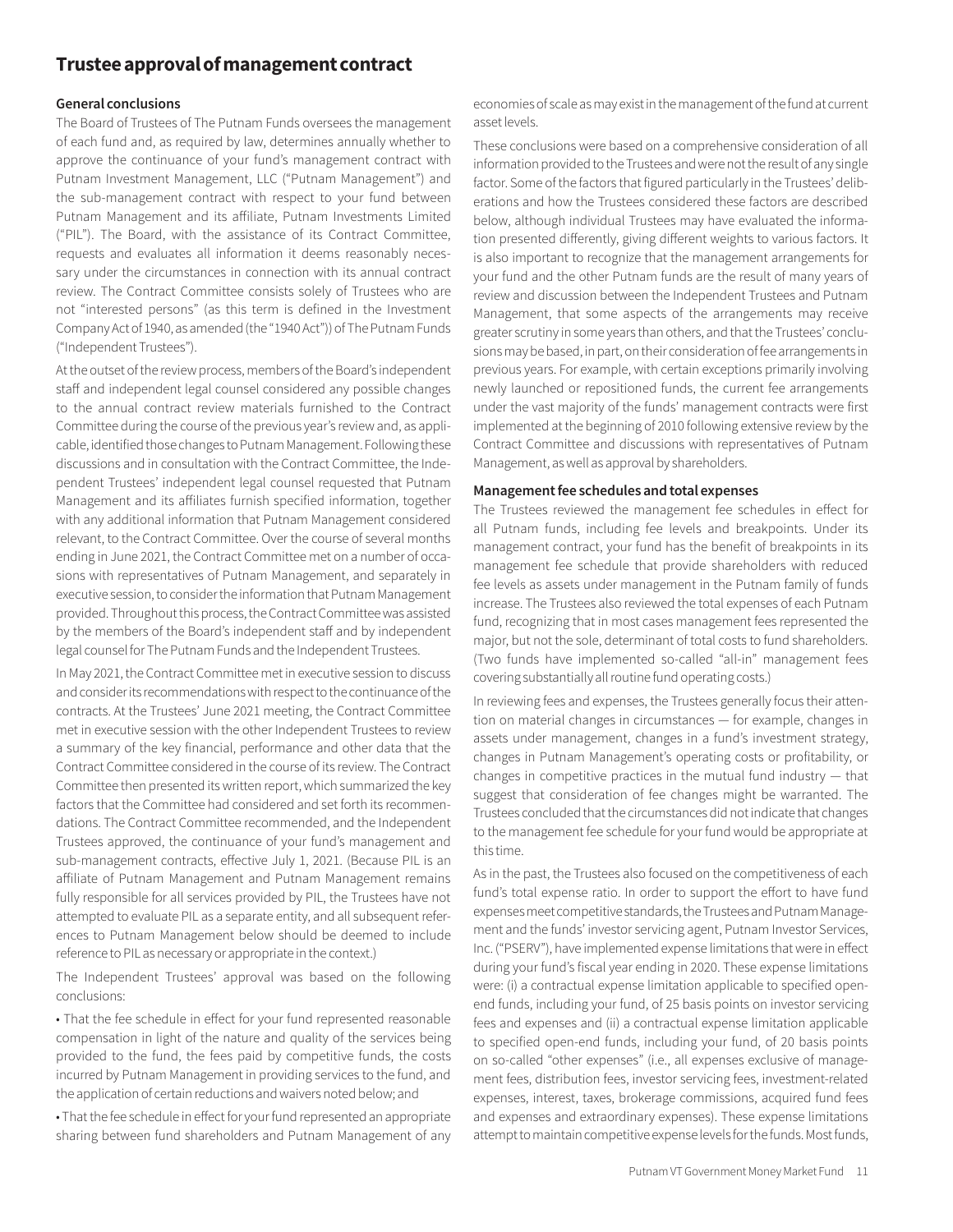# Trustee approval of management contract

## General conclusions

The Board of Trustees of The Putnam Funds oversees the management of each fund and, as required by law, determines annually whether to approve the continuance of your fund's management contract with Putnam Investment Management, LLC ("Putnam Management") and the sub-management contract with respect to your fund between Putnam Management and its affiliate, Putnam Investments Limited ("PIL"). The Board, with the assistance of its Contract Committee, requests and evaluates all information it deems reasonably necessary under the circumstances in connection with its annual contract review. The Contract Committee consists solely of Trustees who are not "interested persons" (as this term is defined in the Investment Company Act of 1940, as amended (the "1940 Act")) of The Putnam Funds ("Independent Trustees").

At the outset of the review process, members of the Board's independent staff and independent legal counsel considered any possible changes to the annual contract review materials furnished to the Contract Committee during the course of the previous year's review and, as applicable, identified those changes to Putnam Management. Following these discussions and in consultation with the Contract Committee, the Independent Trustees' independent legal counsel requested that Putnam Management and its affiliates furnish specified information, together with any additional information that Putnam Management considered relevant, to the Contract Committee. Over the course of several months ending in June 2021, the Contract Committee met on a number of occasions with representatives of Putnam Management, and separately in executive session, to consider the information that Putnam Management provided. Throughout this process, the Contract Committee was assisted by the members of the Board's independent staff and by independent legal counsel for The Putnam Funds and the Independent Trustees.

In May 2021, the Contract Committee met in executive session to discuss and consider its recommendations with respect to the continuance of the contracts. At the Trustees' June 2021 meeting, the Contract Committee met in executive session with the other Independent Trustees to review a summary of the key financial, performance and other data that the Contract Committee considered in the course of its review. The Contract Committee then presented its written report, which summarized the key factors that the Committee had considered and set forth its recommendations. The Contract Committee recommended, and the Independent Trustees approved, the continuance of your fund's management and sub-management contracts, effective July 1, 2021. (Because PIL is an affiliate of Putnam Management and Putnam Management remains fully responsible for all services provided by PIL, the Trustees have not attempted to evaluate PIL as a separate entity, and all subsequent references to Putnam Management below should be deemed to include reference to PIL as necessary or appropriate in the context.)

The Independent Trustees' approval was based on the following conclusions:

- That the fee schedule in effect for your fund represented reasonable compensation in light of the nature and quality of the services being provided to the fund, the fees paid by competitive funds, the costs incurred by Putnam Management in providing services to the fund, and the application of certain reductions and waivers noted below; and
- That the fee schedule in effect for your fund represented an appropriate sharing between fund shareholders and Putnam Management of any economies of scale as may exist in the management of the fund at current asset levels.

These conclusions were based on a comprehensive consideration of all information provided to the Trustees and were not the result of any single factor. Some of the factors that figured particularly in the Trustees' deliberations and how the Trustees considered these factors are described below, although individual Trustees may have evaluated the information presented differently, giving different weights to various factors. It is also important to recognize that the management arrangements for your fund and the other Putnam funds are the result of many years of review and discussion between the Independent Trustees and Putnam Management, that some aspects of the arrangements may receive greater scrutiny in some years than others, and that the Trustees' conclusions may be based, in part, on their consideration of fee arrangements in previous years. For example, with certain exceptions primarily involving newly launched or repositioned funds, the current fee arrangements under the vast majority of the funds' management contracts were first implemented at the beginning of 2010 following extensive review by the Contract Committee and discussions with representatives of Putnam Management, as well as approval by shareholders.

## Management fee schedules and total expenses

The Trustees reviewed the management fee schedules in effect for all Putnam funds, including fee levels and breakpoints. Under its management contract, your fund has the benefit of breakpoints in its management fee schedule that provide shareholders with reduced fee levels as assets under management in the Putnam family of funds increase. The Trustees also reviewed the total expenses of each Putnam fund, recognizing that in most cases management fees represented the major, but not the sole, determinant of total costs to fund shareholders. (Two funds have implemented so-called "all-in" management fees covering substantially all routine fund operating costs.)

In reviewing fees and expenses, the Trustees generally focus their attention on material changes in circumstances — for example, changes in assets under management, changes in a fund's investment strategy, changes in Putnam Management's operating costs or profitability, or changes in competitive practices in the mutual fund industry — that suggest that consideration of fee changes might be warranted. The Trustees concluded that the circumstances did not indicate that changes to the management fee schedule for your fund would be appropriate at this time.

As in the past, the Trustees also focused on the competitiveness of each fund's total expense ratio. In order to support the effort to have fund expenses meet competitive standards, the Trustees and Putnam Management and the funds' investor servicing agent, Putnam Investor Services, Inc. ("PSERV"), have implemented expense limitations that were in effect during your fund's fiscal year ending in 2020. These expense limitations were: (i) a contractual expense limitation applicable to specified open-end funds, including your fund, of 25 basis points on investor servicing fees and expenses and (ii) a contractual expense limitation applicable to specified open-end funds, including your fund, of 20 basis points on so-called "other expenses" (i.e., all expenses exclusive of management fees, distribution fees, investor servicing fees, investment-related expenses, interest, taxes, brokerage commissions, acquired fund fees and expenses and extraordinary expenses). These expense limitations attempt to maintain competitive expense levels for the funds. Most funds,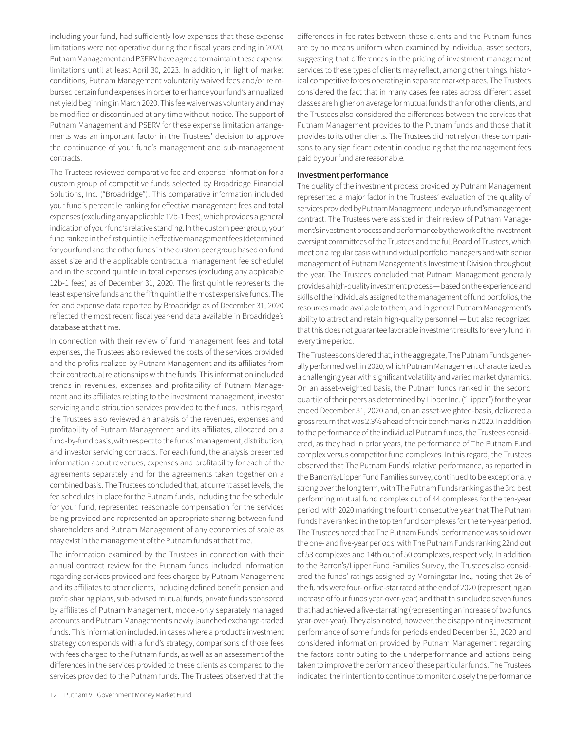including your fund, had sufficiently low expenses that these expense limitations were not operative during their fiscal years ending in 2020. Putnam Management and PSERV have agreed to maintain these expense limitations until at least April 30, 2023. In addition, in light of market conditions, Putnam Management voluntarily waived fees and/or reimbursed certain fund expenses in order to enhance your fund's annualized net yield beginning in March 2020. This fee waiver was voluntary and may be modified or discontinued at any time without notice. The support of Putnam Management and PSERV for these expense limitation arrangements was an important factor in the Trustees' decision to approve the continuance of your fund's management and sub-management contracts.

The Trustees reviewed comparative fee and expense information for a custom group of competitive funds selected by Broadridge Financial Solutions, Inc. ("Broadridge"). This comparative information included your fund's percentile ranking for effective management fees and total expenses (excluding any applicable 12b-1 fees), which provides a general indication of your fund's relative standing. In the custom peer group, your fund ranked in the first quintile in effective management fees (determined for your fund and the other funds in the custom peer group based on fund asset size and the applicable contractual management fee schedule) and in the second quintile in total expenses (excluding any applicable 12b-1 fees) as of December 31, 2020. The first quintile represents the least expensive funds and the fifth quintile the most expensive funds. The fee and expense data reported by Broadridge as of December 31, 2020 reflected the most recent fiscal year-end data available in Broadridge's database at that time.

In connection with their review of fund management fees and total expenses, the Trustees also reviewed the costs of the services provided and the profits realized by Putnam Management and its affiliates from their contractual relationships with the funds. This information included trends in revenues, expenses and profitability of Putnam Management and its affiliates relating to the investment management, investor servicing and distribution services provided to the funds. In this regard, the Trustees also reviewed an analysis of the revenues, expenses and profitability of Putnam Management and its affiliates, allocated on a fund-by-fund basis, with respect to the funds' management, distribution, and investor servicing contracts. For each fund, the analysis presented information about revenues, expenses and profitability for each of the agreements separately and for the agreements taken together on a combined basis. The Trustees concluded that, at current asset levels, the fee schedules in place for the Putnam funds, including the fee schedule for your fund, represented reasonable compensation for the services being provided and represented an appropriate sharing between fund shareholders and Putnam Management of any economies of scale as may exist in the management of the Putnam funds at that time.

The information examined by the Trustees in connection with their annual contract review for the Putnam funds included information regarding services provided and fees charged by Putnam Management and its affiliates to other clients, including defined benefit pension and profit-sharing plans, sub-advised mutual funds, private funds sponsored by affiliates of Putnam Management, model-only separately managed accounts and Putnam Management's newly launched exchange-traded funds. This information included, in cases where a product's investment strategy corresponds with a fund's strategy, comparisons of those fees with fees charged to the Putnam funds, as well as an assessment of the differences in the services provided to these clients as compared to the services provided to the Putnam funds. The Trustees observed that the differences in fee rates between these clients and the Putnam funds are by no means uniform when examined by individual asset sectors, suggesting that differences in the pricing of investment management services to these types of clients may reflect, among other things, historical competitive forces operating in separate marketplaces. The Trustees considered the fact that in many cases fee rates across different asset classes are higher on average for mutual funds than for other clients, and the Trustees also considered the differences between the services that Putnam Management provides to the Putnam funds and those that it provides to its other clients. The Trustees did not rely on these comparisons to any significant extent in concluding that the management fees paid by your fund are reasonable.

**Investment performance**

The quality of the investment process provided by Putnam Management represented a major factor in the Trustees' evaluation of the quality of services provided by Putnam Management under your fund's management contract. The Trustees were assisted in their review of Putnam Management's investment process and performance by the work of the investment oversight committees of the Trustees and the full Board of Trustees, which meet on a regular basis with individual portfolio managers and with senior management of Putnam Management's Investment Division throughout the year. The Trustees concluded that Putnam Management generally provides a high-quality investment process — based on the experience and skills of the individuals assigned to the management of fund portfolios, the resources made available to them, and in general Putnam Management's ability to attract and retain high-quality personnel — but also recognized that this does not guarantee favorable investment results for every fund in every time period.

The Trustees considered that, in the aggregate, The Putnam Funds generally performed well in 2020, which Putnam Management characterized as a challenging year with significant volatility and varied market dynamics. On an asset-weighted basis, the Putnam funds ranked in the second quartile of their peers as determined by Lipper Inc. ("Lipper") for the year ended December 31, 2020 and, on an asset-weighted-basis, delivered a gross return that was 2.3% ahead of their benchmarks in 2020. In addition to the performance of the individual Putnam funds, the Trustees considered, as they had in prior years, the performance of The Putnam Fund complex versus competitor fund complexes. In this regard, the Trustees observed that The Putnam Funds' relative performance, as reported in the Barron's/Lipper Fund Families survey, continued to be exceptionally strong over the long term, with The Putnam Funds ranking as the 3rd best performing mutual fund complex out of 44 complexes for the ten-year period, with 2020 marking the fourth consecutive year that The Putnam Funds have ranked in the top ten fund complexes for the ten-year period. The Trustees noted that The Putnam Funds' performance was solid over the one- and five-year periods, with The Putnam Funds ranking 22nd out of 53 complexes and 14th out of 50 complexes, respectively. In addition to the Barron's/Lipper Fund Families Survey, the Trustees also considered the funds' ratings assigned by Morningstar Inc., noting that 26 of the funds were four- or five-star rated at the end of 2020 (representing an increase of four funds year-over-year) and that this included seven funds that had achieved a five-star rating (representing an increase of two funds year-over-year). They also noted, however, the disappointing investment performance of some funds for periods ended December 31, 2020 and considered information provided by Putnam Management regarding the factors contributing to the underperformance and actions being taken to improve the performance of these particular funds. The Trustees indicated their intention to continue to monitor closely the performance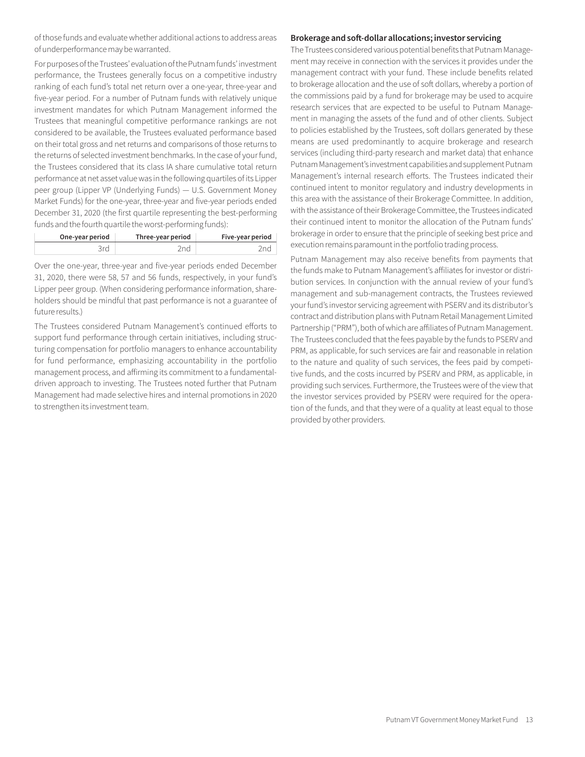of those funds and evaluate whether additional actions to address areas of underperformance may be warranted.

For purposes of the Trustees' evaluation of the Putnam funds' investment performance, the Trustees generally focus on a competitive industry ranking of each fund's total net return over a one-year, three-year and five-year period. For a number of Putnam funds with relatively unique investment mandates for which Putnam Management informed the Trustees that meaningful competitive performance rankings are not considered to be available, the Trustees evaluated performance based on their total gross and net returns and comparisons of those returns to the returns of selected investment benchmarks. In the case of your fund, the Trustees considered that its class IA share cumulative total return performance at net asset value was in the following quartiles of its Lipper peer group (Lipper VP (Underlying Funds) — U.S. Government Money Market Funds) for the one-year, three-year and five-year periods ended December 31, 2020 (the first quartile representing the best-performing funds and the fourth quartile the worst-performing funds):

| One-year period | Three-year period | Five-year period |
|---|---|---|
| 3rd | 2nd | 2nd |

Over the one-year, three-year and five-year periods ended December 31, 2020, there were 58, 57 and 56 funds, respectively, in your fund's Lipper peer group. (When considering performance information, shareholders should be mindful that past performance is not a guarantee of future results.)

The Trustees considered Putnam Management's continued efforts to support fund performance through certain initiatives, including structuring compensation for portfolio managers to enhance accountability for fund performance, emphasizing accountability in the portfolio management process, and affirming its commitment to a fundamental-driven approach to investing. The Trustees noted further that Putnam Management had made selective hires and internal promotions in 2020 to strengthen its investment team.

### Brokerage and soft-dollar allocations; investor servicing

The Trustees considered various potential benefits that Putnam Management may receive in connection with the services it provides under the management contract with your fund. These include benefits related to brokerage allocation and the use of soft dollars, whereby a portion of the commissions paid by a fund for brokerage may be used to acquire research services that are expected to be useful to Putnam Management in managing the assets of the fund and of other clients. Subject to policies established by the Trustees, soft dollars generated by these means are used predominantly to acquire brokerage and research services (including third-party research and market data) that enhance Putnam Management's investment capabilities and supplement Putnam Management's internal research efforts. The Trustees indicated their continued intent to monitor regulatory and industry developments in this area with the assistance of their Brokerage Committee. In addition, with the assistance of their Brokerage Committee, the Trustees indicated their continued intent to monitor the allocation of the Putnam funds' brokerage in order to ensure that the principle of seeking best price and execution remains paramount in the portfolio trading process.

Putnam Management may also receive benefits from payments that the funds make to Putnam Management's affiliates for investor or distribution services. In conjunction with the annual review of your fund's management and sub-management contracts, the Trustees reviewed your fund's investor servicing agreement with PSERV and its distributor's contract and distribution plans with Putnam Retail Management Limited Partnership ("PRM"), both of which are affiliates of Putnam Management. The Trustees concluded that the fees payable by the funds to PSERV and PRM, as applicable, for such services are fair and reasonable in relation to the nature and quality of such services, the fees paid by competitive funds, and the costs incurred by PSERV and PRM, as applicable, in providing such services. Furthermore, the Trustees were of the view that the investor services provided by PSERV were required for the operation of the funds, and that they were of a quality at least equal to those provided by other providers.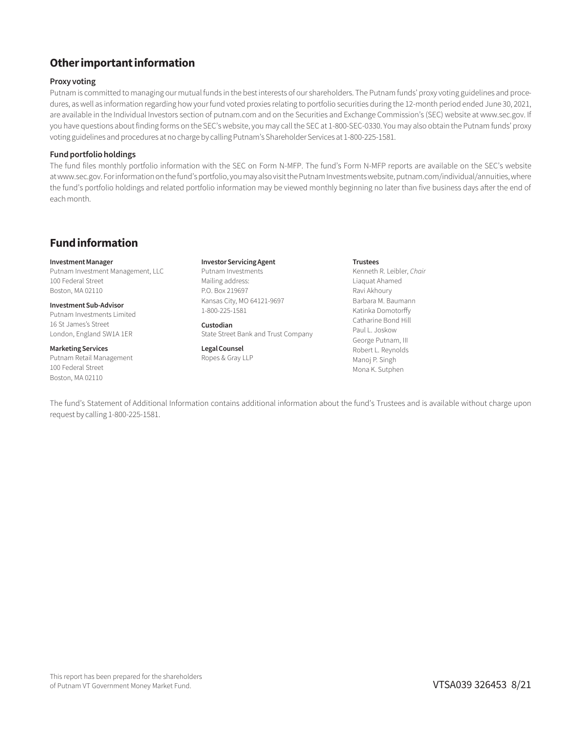## Other important information

### Proxy voting

Putnam is committed to managing our mutual funds in the best interests of our shareholders. The Putnam funds' proxy voting guidelines and procedures, as well as information regarding how your fund voted proxies relating to portfolio securities during the 12-month period ended June 30, 2021, are available in the Individual Investors section of putnam.com and on the Securities and Exchange Commission's (SEC) website at www.sec.gov. If you have questions about finding forms on the SEC's website, you may call the SEC at 1-800-SEC-0330. You may also obtain the Putnam funds' proxy voting guidelines and procedures at no charge by calling Putnam's Shareholder Services at 1-800-225-1581.

### Fund portfolio holdings

The fund files monthly portfolio information with the SEC on Form N-MFP. The fund's Form N-MFP reports are available on the SEC's website at www.sec.gov. For information on the fund's portfolio, you may also visit the Putnam Investments website, putnam.com/individual/annuities, where the fund's portfolio holdings and related portfolio information may be viewed monthly beginning no later than five business days after the end of each month.

## Fund information

**Investment Manager**
Putnam Investment Management, LLC
100 Federal Street
Boston, MA 02110

**Investment Sub-Advisor**
Putnam Investments Limited
16 St James's Street
London, England SW1A 1ER

**Marketing Services**
Putnam Retail Management
100 Federal Street
Boston, MA 02110

**Investor Servicing Agent**
Putnam Investments
Mailing address:
P.O. Box 219697
Kansas City, MO 64121-9697
1-800-225-1581

**Custodian**
State Street Bank and Trust Company

**Legal Counsel**
Ropes & Gray LLP

**Trustees**
Kenneth R. Leibler, *Chair*
Liaquat Ahamed
Ravi Akhoury
Barbara M. Baumann
Katinka Domotorffy
Catharine Bond Hill
Paul L. Joskow
George Putnam, III
Robert L. Reynolds
Manoj P. Singh
Mona K. Sutphen

The fund's Statement of Additional Information contains additional information about the fund's Trustees and is available without charge upon request by calling 1-800-225-1581.

This report has been prepared for the shareholders of Putnam VT Government Money Market Fund.

VTSA039 326453 8/21